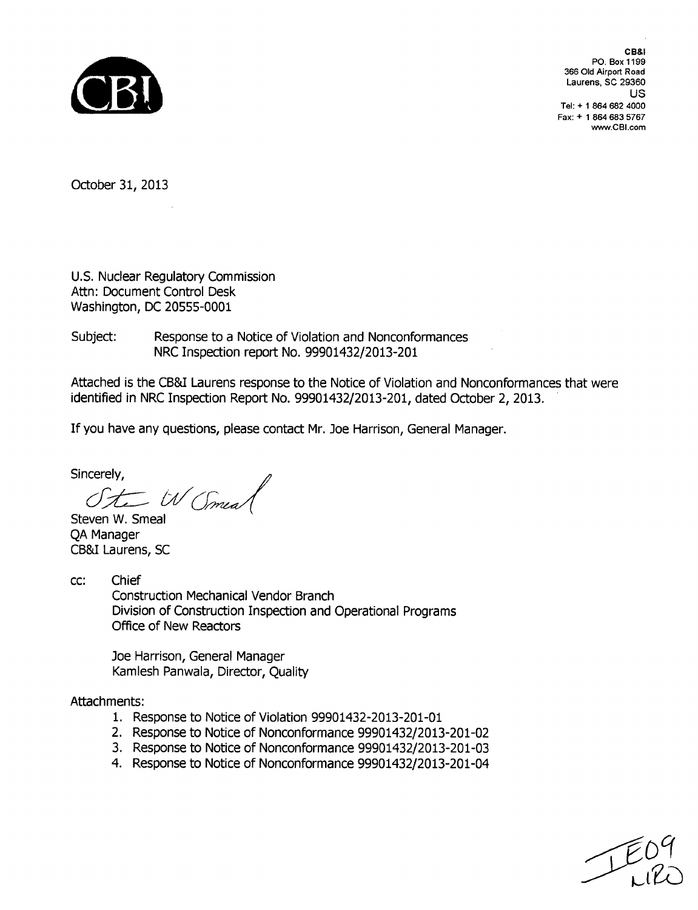CB&I
PO. Box 1199
366 Old Airport Road
Laurens, SC 29360
US
Tel: + 1 864 682 4000
Fax: + 1 864 683 5767
www.CBI.com

October 31, 2013

U.S. Nuclear Regulatory Commission
Attn: Document Control Desk
Washington, DC 20555-0001

Subject: Response to a Notice of Violation and Nonconformances
NRC Inspection report No. 99901432/2013-201

Attached is the CB&I Laurens response to the Notice of Violation and Nonconformances that were identified in NRC Inspection Report No. 99901432/2013-201, dated October 2, 2013.

If you have any questions, please contact Mr. Joe Harrison, General Manager.

Sincerely,

Steven W. Smeal
QA Manager
CB&I Laurens, SC

cc: Chief
Construction Mechanical Vendor Branch
Division of Construction Inspection and Operational Programs
Office of New Reactors

Joe Harrison, General Manager
Kamlesh Panwala, Director, Quality

Attachments:

1. Response to Notice of Violation 99901432-2013-201-01
2. Response to Notice of Nonconformance 99901432/2013-201-02
3. Response to Notice of Nonconformance 99901432/2013-201-03
4. Response to Notice of Nonconformance 99901432/2013-201-04

IE09
NRO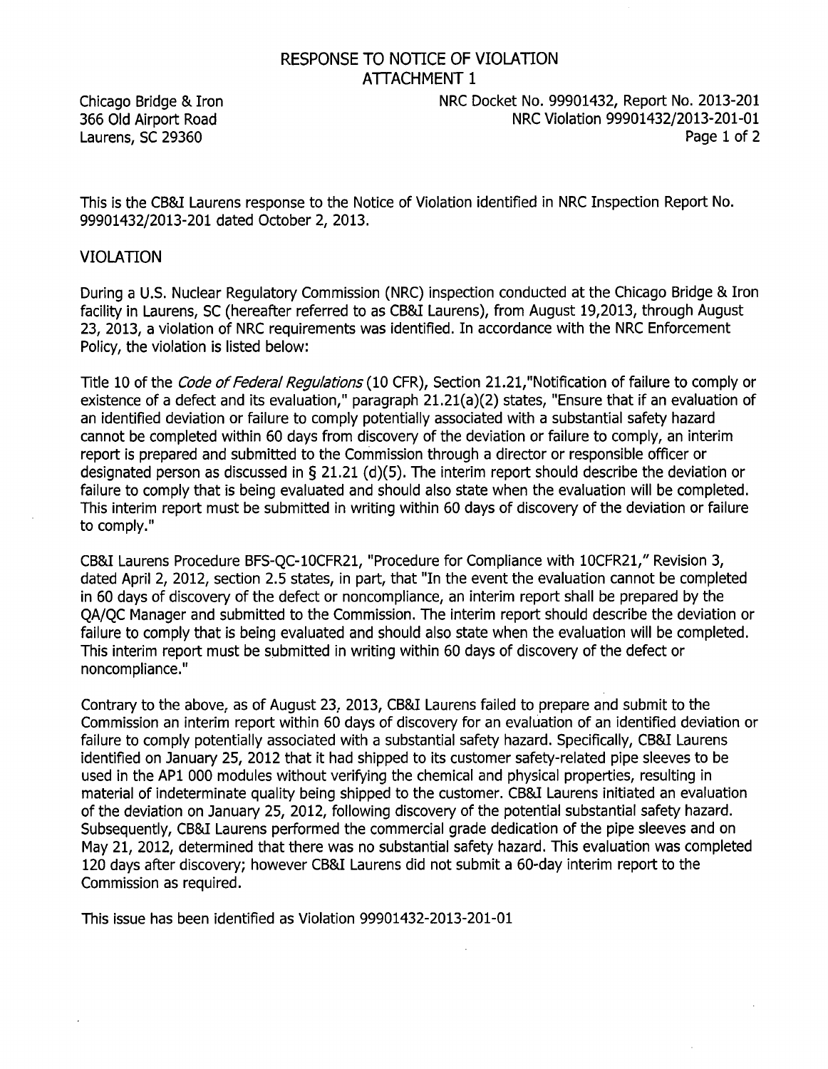# RESPONSE TO NOTICE OF VIOLATION
## ATTACHMENT 1

Chicago Bridge & Iron
366 Old Airport Road
Laurens, SC 29360

NRC Docket No. 99901432, Report No. 2013-201
NRC Violation 99901432/2013-201-01

This is the CB&I Laurens response to the Notice of Violation identified in NRC Inspection Report No. 99901432/2013-201 dated October 2, 2013.

## VIOLATION

During a U.S. Nuclear Regulatory Commission (NRC) inspection conducted at the Chicago Bridge & Iron facility in Laurens, SC (hereafter referred to as CB&I Laurens), from August 19,2013, through August 23, 2013, a violation of NRC requirements was identified. In accordance with the NRC Enforcement Policy, the violation is listed below:

Title 10 of the *Code of Federal Regulations* (10 CFR), Section 21.21,"Notification of failure to comply or existence of a defect and its evaluation," paragraph 21.21(a)(2) states, "Ensure that if an evaluation of an identified deviation or failure to comply potentially associated with a substantial safety hazard cannot be completed within 60 days from discovery of the deviation or failure to comply, an interim report is prepared and submitted to the Commission through a director or responsible officer or designated person as discussed in § 21.21 (d)(5). The interim report should describe the deviation or failure to comply that is being evaluated and should also state when the evaluation will be completed. This interim report must be submitted in writing within 60 days of discovery of the deviation or failure to comply."

CB&I Laurens Procedure BFS-QC-10CFR21, "Procedure for Compliance with 10CFR21," Revision 3, dated April 2, 2012, section 2.5 states, in part, that "In the event the evaluation cannot be completed in 60 days of discovery of the defect or noncompliance, an interim report shall be prepared by the QA/QC Manager and submitted to the Commission. The interim report should describe the deviation or failure to comply that is being evaluated and should also state when the evaluation will be completed. This interim report must be submitted in writing within 60 days of discovery of the defect or noncompliance."

Contrary to the above, as of August 23, 2013, CB&I Laurens failed to prepare and submit to the Commission an interim report within 60 days of discovery for an evaluation of an identified deviation or failure to comply potentially associated with a substantial safety hazard. Specifically, CB&I Laurens identified on January 25, 2012 that it had shipped to its customer safety-related pipe sleeves to be used in the AP1 000 modules without verifying the chemical and physical properties, resulting in material of indeterminate quality being shipped to the customer. CB&I Laurens initiated an evaluation of the deviation on January 25, 2012, following discovery of the potential substantial safety hazard. Subsequently, CB&I Laurens performed the commercial grade dedication of the pipe sleeves and on May 21, 2012, determined that there was no substantial safety hazard. This evaluation was completed 120 days after discovery; however CB&I Laurens did not submit a 60-day interim report to the Commission as required.

This issue has been identified as Violation 99901432-2013-201-01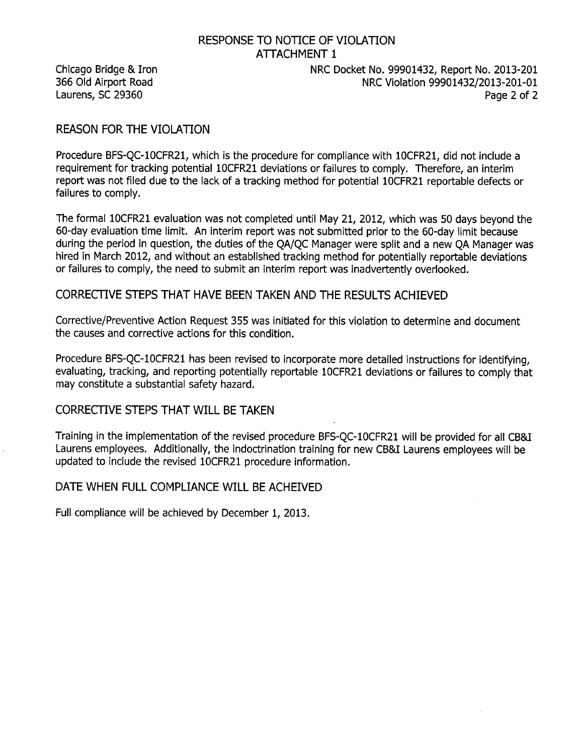# RESPONSE TO NOTICE OF VIOLATION
# ATTACHMENT 1

Chicago Bridge & Iron
366 Old Airport Road
Laurens, SC 29360

NRC Docket No. 99901432, Report No. 2013-201
NRC Violation 99901432/2013-201-01

## REASON FOR THE VIOLATION

Procedure BFS-QC-10CFR21, which is the procedure for compliance with 10CFR21, did not include a requirement for tracking potential 10CFR21 deviations or failures to comply. Therefore, an interim report was not filed due to the lack of a tracking method for potential 10CFR21 reportable defects or failures to comply.

The formal 10CFR21 evaluation was not completed until May 21, 2012, which was 50 days beyond the 60-day evaluation time limit. An interim report was not submitted prior to the 60-day limit because during the period in question, the duties of the QA/QC Manager were split and a new QA Manager was hired in March 2012, and without an established tracking method for potentially reportable deviations or failures to comply, the need to submit an interim report was inadvertently overlooked.

## CORRECTIVE STEPS THAT HAVE BEEN TAKEN AND THE RESULTS ACHIEVED

Corrective/Preventive Action Request 355 was initiated for this violation to determine and document the causes and corrective actions for this condition.

Procedure BFS-QC-10CFR21 has been revised to incorporate more detailed instructions for identifying, evaluating, tracking, and reporting potentially reportable 10CFR21 deviations or failures to comply that may constitute a substantial safety hazard.

## CORRECTIVE STEPS THAT WILL BE TAKEN

Training in the implementation of the revised procedure BFS-QC-10CFR21 will be provided for all CB&I Laurens employees. Additionally, the indoctrination training for new CB&I Laurens employees will be updated to include the revised 10CFR21 procedure information.

## DATE WHEN FULL COMPLIANCE WILL BE ACHEIVED

Full compliance will be achieved by December 1, 2013.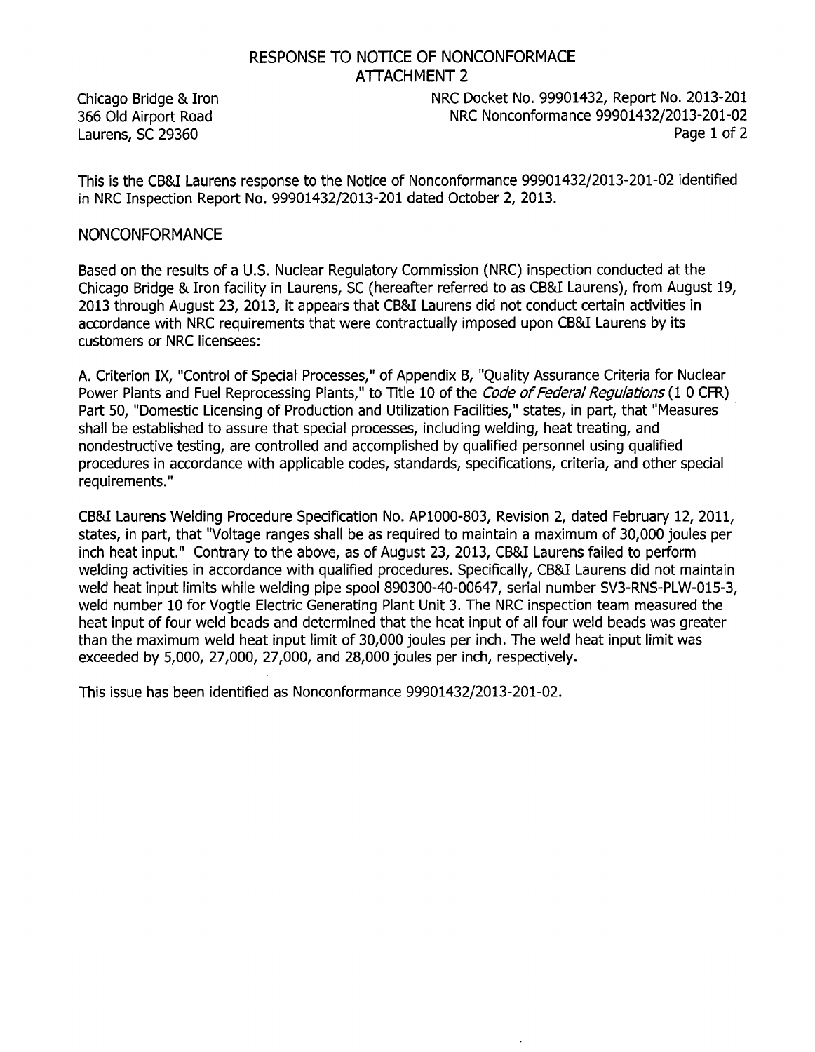# RESPONSE TO NOTICE OF NONCONFORMACE
## ATTACHMENT 2

Chicago Bridge & Iron
366 Old Airport Road
Laurens, SC 29360

NRC Docket No. 99901432, Report No. 2013-201
NRC Nonconformance 99901432/2013-201-02

This is the CB&I Laurens response to the Notice of Nonconformance 99901432/2013-201-02 identified in NRC Inspection Report No. 99901432/2013-201 dated October 2, 2013.

## NONCONFORMANCE

Based on the results of a U.S. Nuclear Regulatory Commission (NRC) inspection conducted at the Chicago Bridge & Iron facility in Laurens, SC (hereafter referred to as CB&I Laurens), from August 19, 2013 through August 23, 2013, it appears that CB&I Laurens did not conduct certain activities in accordance with NRC requirements that were contractually imposed upon CB&I Laurens by its customers or NRC licensees:

A. Criterion IX, "Control of Special Processes," of Appendix B, "Quality Assurance Criteria for Nuclear Power Plants and Fuel Reprocessing Plants," to Title 10 of the *Code of Federal Regulations* (1 0 CFR) Part 50, "Domestic Licensing of Production and Utilization Facilities," states, in part, that "Measures shall be established to assure that special processes, including welding, heat treating, and nondestructive testing, are controlled and accomplished by qualified personnel using qualified procedures in accordance with applicable codes, standards, specifications, criteria, and other special requirements."

CB&I Laurens Welding Procedure Specification No. AP1000-803, Revision 2, dated February 12, 2011, states, in part, that "Voltage ranges shall be as required to maintain a maximum of 30,000 joules per inch heat input." Contrary to the above, as of August 23, 2013, CB&I Laurens failed to perform welding activities in accordance with qualified procedures. Specifically, CB&I Laurens did not maintain weld heat input limits while welding pipe spool 890300-40-00647, serial number SV3-RNS-PLW-015-3, weld number 10 for Vogtle Electric Generating Plant Unit 3. The NRC inspection team measured the heat input of four weld beads and determined that the heat input of all four weld beads was greater than the maximum weld heat input limit of 30,000 joules per inch. The weld heat input limit was exceeded by 5,000, 27,000, 27,000, and 28,000 joules per inch, respectively.

This issue has been identified as Nonconformance 99901432/2013-201-02.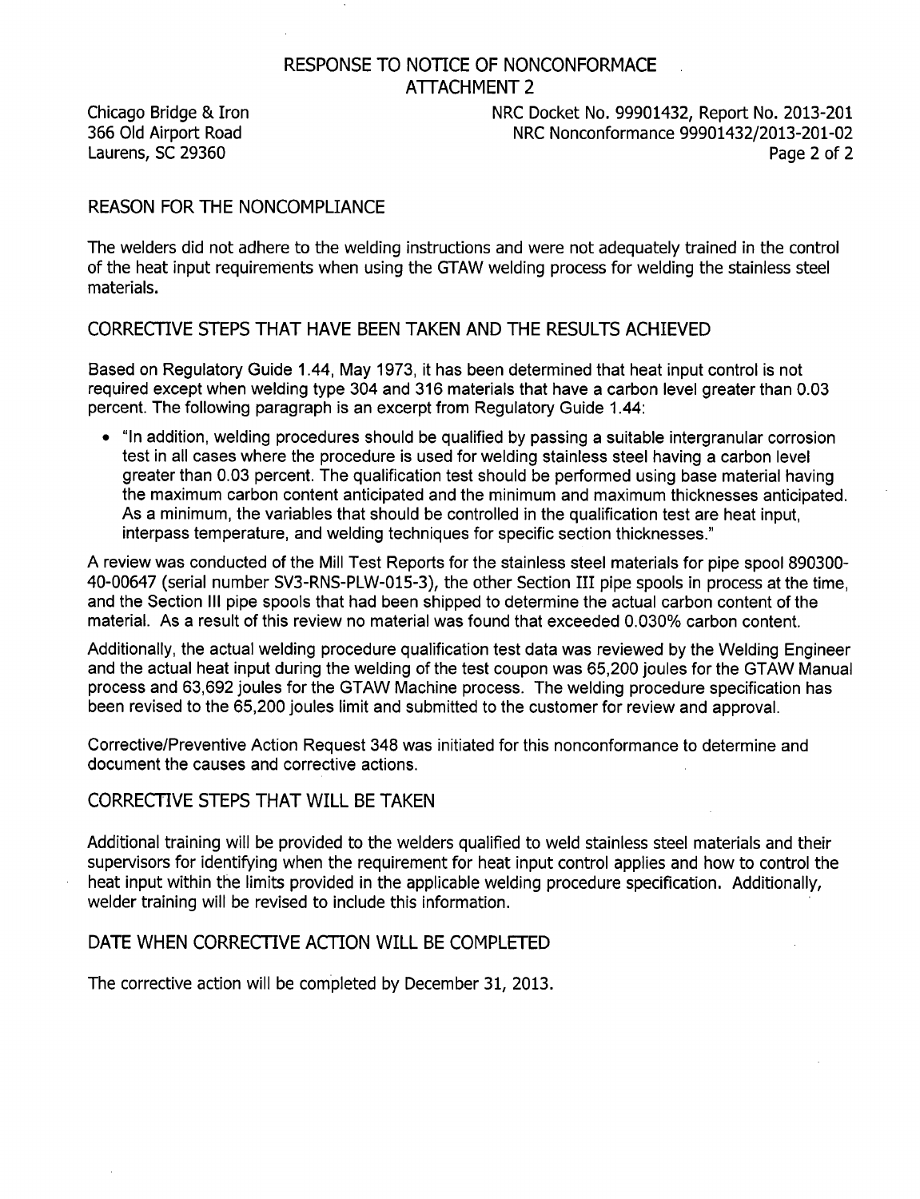RESPONSE TO NOTICE OF NONCONFORMACE
ATTACHMENT 2

Chicago Bridge & Iron
366 Old Airport Road
Laurens, SC 29360

NRC Docket No. 99901432, Report No. 2013-201
NRC Nonconformance 99901432/2013-201-02

## REASON FOR THE NONCOMPLIANCE

The welders did not adhere to the welding instructions and were not adequately trained in the control of the heat input requirements when using the GTAW welding process for welding the stainless steel materials.

## CORRECTIVE STEPS THAT HAVE BEEN TAKEN AND THE RESULTS ACHIEVED

Based on Regulatory Guide 1.44, May 1973, it has been determined that heat input control is not required except when welding type 304 and 316 materials that have a carbon level greater than 0.03 percent. The following paragraph is an excerpt from Regulatory Guide 1.44:

- "In addition, welding procedures should be qualified by passing a suitable intergranular corrosion test in all cases where the procedure is used for welding stainless steel having a carbon level greater than 0.03 percent. The qualification test should be performed using base material having the maximum carbon content anticipated and the minimum and maximum thicknesses anticipated. As a minimum, the variables that should be controlled in the qualification test are heat input, interpass temperature, and welding techniques for specific section thicknesses."

A review was conducted of the Mill Test Reports for the stainless steel materials for pipe spool 890300-40-00647 (serial number SV3-RNS-PLW-015-3), the other Section III pipe spools in process at the time, and the Section III pipe spools that had been shipped to determine the actual carbon content of the material. As a result of this review no material was found that exceeded 0.030% carbon content.

Additionally, the actual welding procedure qualification test data was reviewed by the Welding Engineer and the actual heat input during the welding of the test coupon was 65,200 joules for the GTAW Manual process and 63,692 joules for the GTAW Machine process. The welding procedure specification has been revised to the 65,200 joules limit and submitted to the customer for review and approval.

Corrective/Preventive Action Request 348 was initiated for this nonconformance to determine and document the causes and corrective actions.

## CORRECTIVE STEPS THAT WILL BE TAKEN

Additional training will be provided to the welders qualified to weld stainless steel materials and their supervisors for identifying when the requirement for heat input control applies and how to control the heat input within the limits provided in the applicable welding procedure specification. Additionally, welder training will be revised to include this information.

## DATE WHEN CORRECTIVE ACTION WILL BE COMPLETED

The corrective action will be completed by December 31, 2013.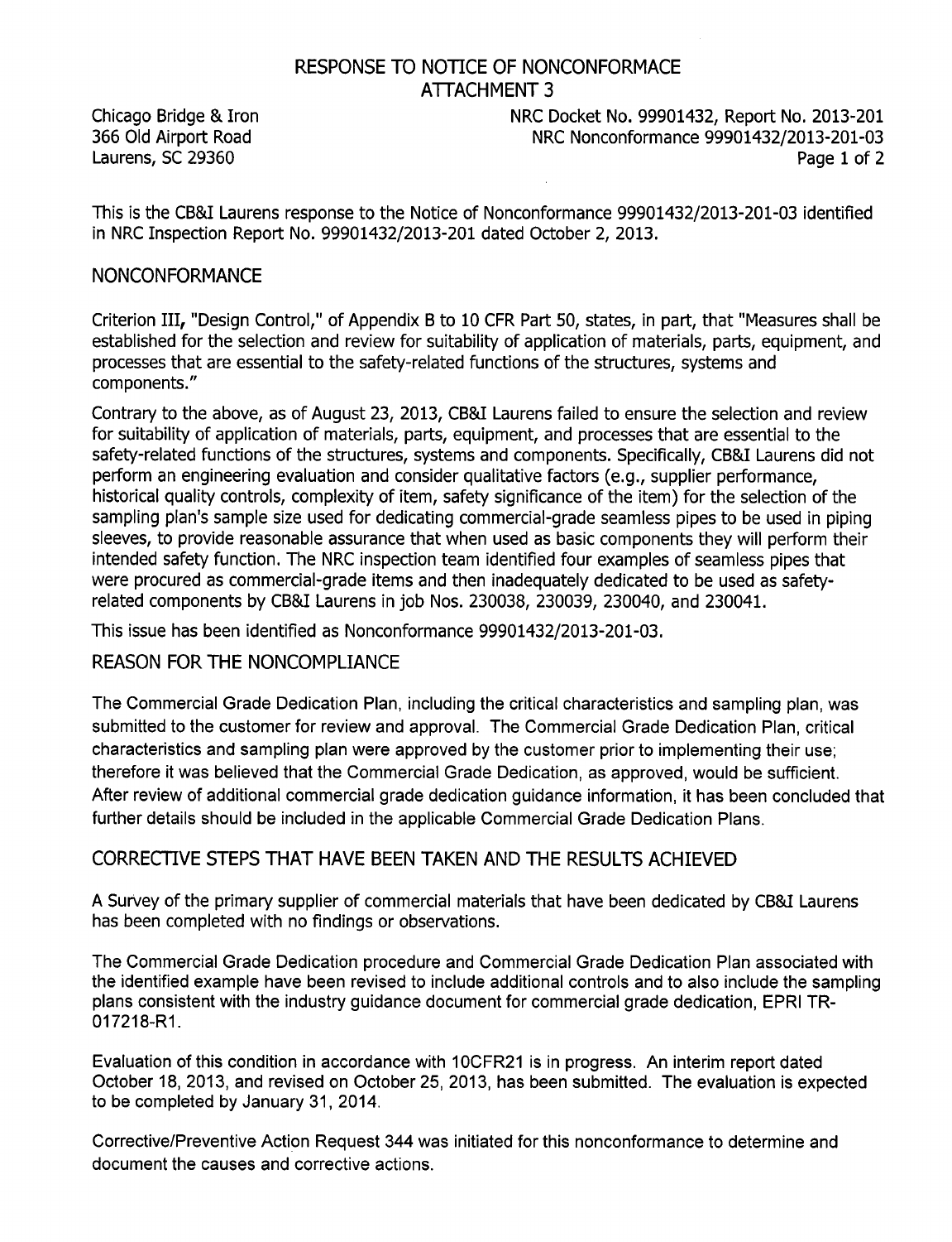# RESPONSE TO NOTICE OF NONCONFORMACE
## ATTACHMENT 3

Chicago Bridge & Iron
366 Old Airport Road
Laurens, SC 29360

NRC Docket No. 99901432, Report No. 2013-201
NRC Nonconformance 99901432/2013-201-03

This is the CB&I Laurens response to the Notice of Nonconformance 99901432/2013-201-03 identified in NRC Inspection Report No. 99901432/2013-201 dated October 2, 2013.

## NONCONFORMANCE

Criterion III, "Design Control," of Appendix B to 10 CFR Part 50, states, in part, that "Measures shall be established for the selection and review for suitability of application of materials, parts, equipment, and processes that are essential to the safety-related functions of the structures, systems and components."

Contrary to the above, as of August 23, 2013, CB&I Laurens failed to ensure the selection and review for suitability of application of materials, parts, equipment, and processes that are essential to the safety-related functions of the structures, systems and components. Specifically, CB&I Laurens did not perform an engineering evaluation and consider qualitative factors (e.g., supplier performance, historical quality controls, complexity of item, safety significance of the item) for the selection of the sampling plan's sample size used for dedicating commercial-grade seamless pipes to be used in piping sleeves, to provide reasonable assurance that when used as basic components they will perform their intended safety function. The NRC inspection team identified four examples of seamless pipes that were procured as commercial-grade items and then inadequately dedicated to be used as safety-related components by CB&I Laurens in job Nos. 230038, 230039, 230040, and 230041.

This issue has been identified as Nonconformance 99901432/2013-201-03.

## REASON FOR THE NONCOMPLIANCE

The Commercial Grade Dedication Plan, including the critical characteristics and sampling plan, was submitted to the customer for review and approval. The Commercial Grade Dedication Plan, critical characteristics and sampling plan were approved by the customer prior to implementing their use; therefore it was believed that the Commercial Grade Dedication, as approved, would be sufficient. After review of additional commercial grade dedication guidance information, it has been concluded that further details should be included in the applicable Commercial Grade Dedication Plans.

## CORRECTIVE STEPS THAT HAVE BEEN TAKEN AND THE RESULTS ACHIEVED

A Survey of the primary supplier of commercial materials that have been dedicated by CB&I Laurens has been completed with no findings or observations.

The Commercial Grade Dedication procedure and Commercial Grade Dedication Plan associated with the identified example have been revised to include additional controls and to also include the sampling plans consistent with the industry guidance document for commercial grade dedication, EPRI TR-017218-R1.

Evaluation of this condition in accordance with 10CFR21 is in progress. An interim report dated October 18, 2013, and revised on October 25, 2013, has been submitted. The evaluation is expected to be completed by January 31, 2014.

Corrective/Preventive Action Request 344 was initiated for this nonconformance to determine and document the causes and corrective actions.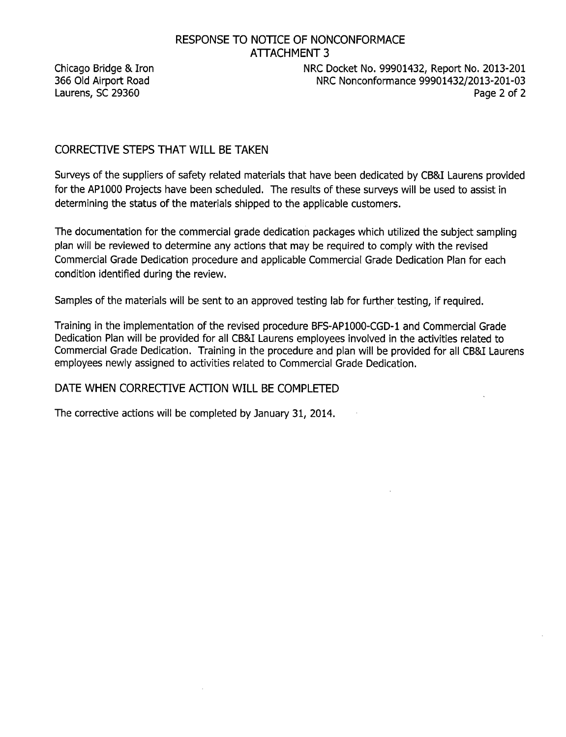RESPONSE TO NOTICE OF NONCONFORMACE
ATTACHMENT 3

Chicago Bridge & Iron
366 Old Airport Road
Laurens, SC 29360

NRC Docket No. 99901432, Report No. 2013-201
NRC Nonconformance 99901432/2013-201-03

## CORRECTIVE STEPS THAT WILL BE TAKEN

Surveys of the suppliers of safety related materials that have been dedicated by CB&I Laurens provided for the AP1000 Projects have been scheduled. The results of these surveys will be used to assist in determining the status of the materials shipped to the applicable customers.

The documentation for the commercial grade dedication packages which utilized the subject sampling plan will be reviewed to determine any actions that may be required to comply with the revised Commercial Grade Dedication procedure and applicable Commercial Grade Dedication Plan for each condition identified during the review.

Samples of the materials will be sent to an approved testing lab for further testing, if required.

Training in the implementation of the revised procedure BFS-AP1000-CGD-1 and Commercial Grade Dedication Plan will be provided for all CB&I Laurens employees involved in the activities related to Commercial Grade Dedication. Training in the procedure and plan will be provided for all CB&I Laurens employees newly assigned to activities related to Commercial Grade Dedication.

## DATE WHEN CORRECTIVE ACTION WILL BE COMPLETED

The corrective actions will be completed by January 31, 2014.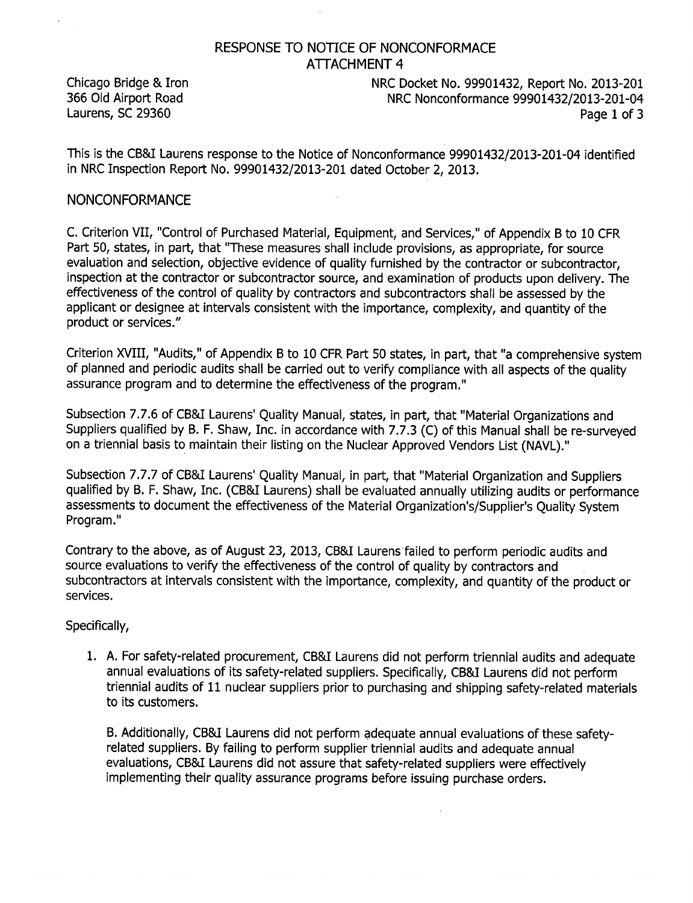# RESPONSE TO NOTICE OF NONCONFORMACE
## ATTACHMENT 4

Chicago Bridge & Iron
366 Old Airport Road
Laurens, SC 29360

NRC Docket No. 99901432, Report No. 2013-201
NRC Nonconformance 99901432/2013-201-04

This is the CB&I Laurens response to the Notice of Nonconformance 99901432/2013-201-04 identified in NRC Inspection Report No. 99901432/2013-201 dated October 2, 2013.

## NONCONFORMANCE

C. Criterion VII, "Control of Purchased Material, Equipment, and Services," of Appendix B to 10 CFR Part 50, states, in part, that "These measures shall include provisions, as appropriate, for source evaluation and selection, objective evidence of quality furnished by the contractor or subcontractor, inspection at the contractor or subcontractor source, and examination of products upon delivery. The effectiveness of the control of quality by contractors and subcontractors shall be assessed by the applicant or designee at intervals consistent with the importance, complexity, and quantity of the product or services."

Criterion XVIII, "Audits," of Appendix B to 10 CFR Part 50 states, in part, that "a comprehensive system of planned and periodic audits shall be carried out to verify compliance with all aspects of the quality assurance program and to determine the effectiveness of the program."

Subsection 7.7.6 of CB&I Laurens' Quality Manual, states, in part, that "Material Organizations and Suppliers qualified by B. F. Shaw, Inc. in accordance with 7.7.3 (C) of this Manual shall be re-surveyed on a triennial basis to maintain their listing on the Nuclear Approved Vendors List (NAVL)."

Subsection 7.7.7 of CB&I Laurens' Quality Manual, in part, that "Material Organization and Suppliers qualified by B. F. Shaw, Inc. (CB&I Laurens) shall be evaluated annually utilizing audits or performance assessments to document the effectiveness of the Material Organization's/Supplier's Quality System Program."

Contrary to the above, as of August 23, 2013, CB&I Laurens failed to perform periodic audits and source evaluations to verify the effectiveness of the control of quality by contractors and subcontractors at intervals consistent with the importance, complexity, and quantity of the product or services.

Specifically,

1. A. For safety-related procurement, CB&I Laurens did not perform triennial audits and adequate annual evaluations of its safety-related suppliers. Specifically, CB&I Laurens did not perform triennial audits of 11 nuclear suppliers prior to purchasing and shipping safety-related materials to its customers.

   B. Additionally, CB&I Laurens did not perform adequate annual evaluations of these safety-related suppliers. By failing to perform supplier triennial audits and adequate annual evaluations, CB&I Laurens did not assure that safety-related suppliers were effectively implementing their quality assurance programs before issuing purchase orders.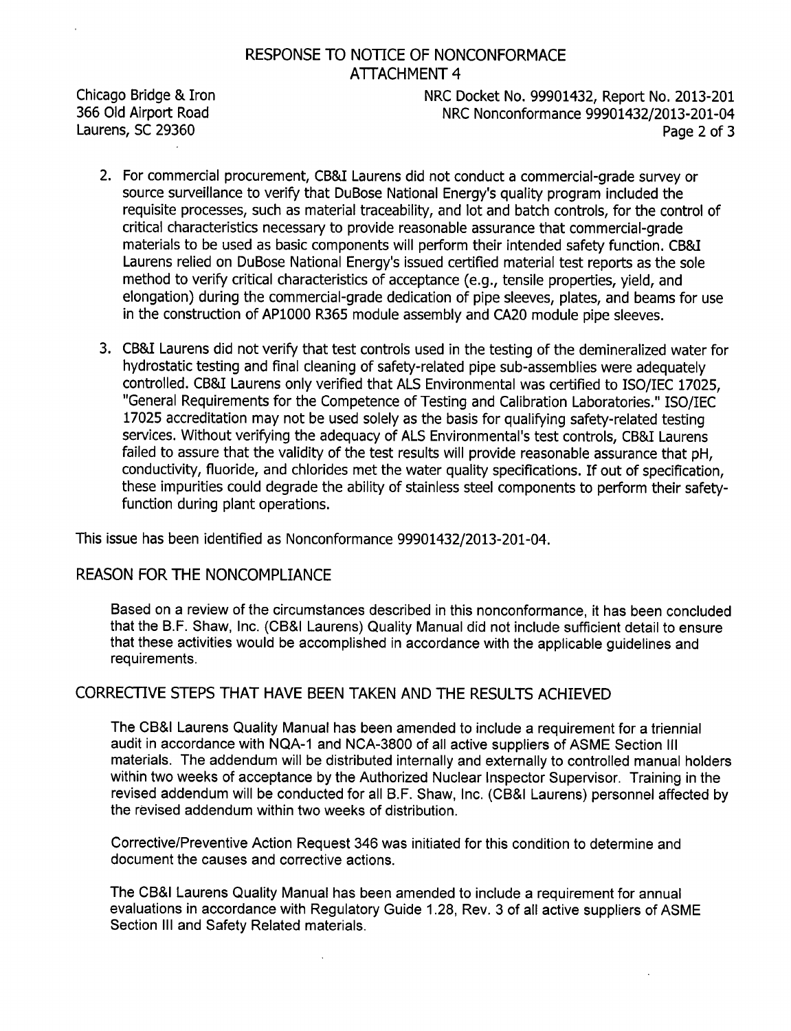# RESPONSE TO NOTICE OF NONCONFORMACE
## ATTACHMENT 4

Chicago Bridge & Iron
366 Old Airport Road
Laurens, SC 29360

NRC Docket No. 99901432, Report No. 2013-201
NRC Nonconformance 99901432/2013-201-04

2. For commercial procurement, CB&I Laurens did not conduct a commercial-grade survey or source surveillance to verify that DuBose National Energy's quality program included the requisite processes, such as material traceability, and lot and batch controls, for the control of critical characteristics necessary to provide reasonable assurance that commercial-grade materials to be used as basic components will perform their intended safety function. CB&I Laurens relied on DuBose National Energy's issued certified material test reports as the sole method to verify critical characteristics of acceptance (e.g., tensile properties, yield, and elongation) during the commercial-grade dedication of pipe sleeves, plates, and beams for use in the construction of AP1000 R365 module assembly and CA20 module pipe sleeves.

3. CB&I Laurens did not verify that test controls used in the testing of the demineralized water for hydrostatic testing and final cleaning of safety-related pipe sub-assemblies were adequately controlled. CB&I Laurens only verified that ALS Environmental was certified to ISO/IEC 17025, "General Requirements for the Competence of Testing and Calibration Laboratories." ISO/IEC 17025 accreditation may not be used solely as the basis for qualifying safety-related testing services. Without verifying the adequacy of ALS Environmental's test controls, CB&I Laurens failed to assure that the validity of the test results will provide reasonable assurance that pH, conductivity, fluoride, and chlorides met the water quality specifications. If out of specification, these impurities could degrade the ability of stainless steel components to perform their safety-function during plant operations.

This issue has been identified as Nonconformance 99901432/2013-201-04.

## REASON FOR THE NONCOMPLIANCE

Based on a review of the circumstances described in this nonconformance, it has been concluded that the B.F. Shaw, Inc. (CB&I Laurens) Quality Manual did not include sufficient detail to ensure that these activities would be accomplished in accordance with the applicable guidelines and requirements.

## CORRECTIVE STEPS THAT HAVE BEEN TAKEN AND THE RESULTS ACHIEVED

The CB&I Laurens Quality Manual has been amended to include a requirement for a triennial audit in accordance with NQA-1 and NCA-3800 of all active suppliers of ASME Section III materials. The addendum will be distributed internally and externally to controlled manual holders within two weeks of acceptance by the Authorized Nuclear Inspector Supervisor. Training in the revised addendum will be conducted for all B.F. Shaw, Inc. (CB&I Laurens) personnel affected by the revised addendum within two weeks of distribution.

Corrective/Preventive Action Request 346 was initiated for this condition to determine and document the causes and corrective actions.

The CB&I Laurens Quality Manual has been amended to include a requirement for annual evaluations in accordance with Regulatory Guide 1.28, Rev. 3 of all active suppliers of ASME Section III and Safety Related materials.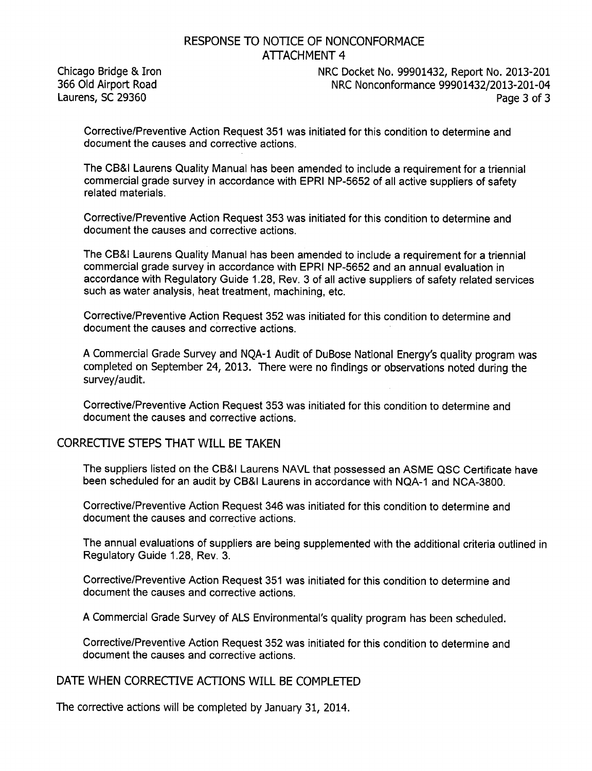Corrective/Preventive Action Request 351 was initiated for this condition to determine and document the causes and corrective actions.

The CB&I Laurens Quality Manual has been amended to include a requirement for a triennial commercial grade survey in accordance with EPRI NP-5652 of all active suppliers of safety related materials.

Corrective/Preventive Action Request 353 was initiated for this condition to determine and document the causes and corrective actions.

The CB&I Laurens Quality Manual has been amended to include a requirement for a triennial commercial grade survey in accordance with EPRI NP-5652 and an annual evaluation in accordance with Regulatory Guide 1.28, Rev. 3 of all active suppliers of safety related services such as water analysis, heat treatment, machining, etc.

Corrective/Preventive Action Request 352 was initiated for this condition to determine and document the causes and corrective actions.

A Commercial Grade Survey and NQA-1 Audit of DuBose National Energy's quality program was completed on September 24, 2013. There were no findings or observations noted during the survey/audit.

Corrective/Preventive Action Request 353 was initiated for this condition to determine and document the causes and corrective actions.

## CORRECTIVE STEPS THAT WILL BE TAKEN

The suppliers listed on the CB&I Laurens NAVL that possessed an ASME QSC Certificate have been scheduled for an audit by CB&I Laurens in accordance with NQA-1 and NCA-3800.

Corrective/Preventive Action Request 346 was initiated for this condition to determine and document the causes and corrective actions.

The annual evaluations of suppliers are being supplemented with the additional criteria outlined in Regulatory Guide 1.28, Rev. 3.

Corrective/Preventive Action Request 351 was initiated for this condition to determine and document the causes and corrective actions.

A Commercial Grade Survey of ALS Environmental's quality program has been scheduled.

Corrective/Preventive Action Request 352 was initiated for this condition to determine and document the causes and corrective actions.

## DATE WHEN CORRECTIVE ACTIONS WILL BE COMPLETED

The corrective actions will be completed by January 31, 2014.